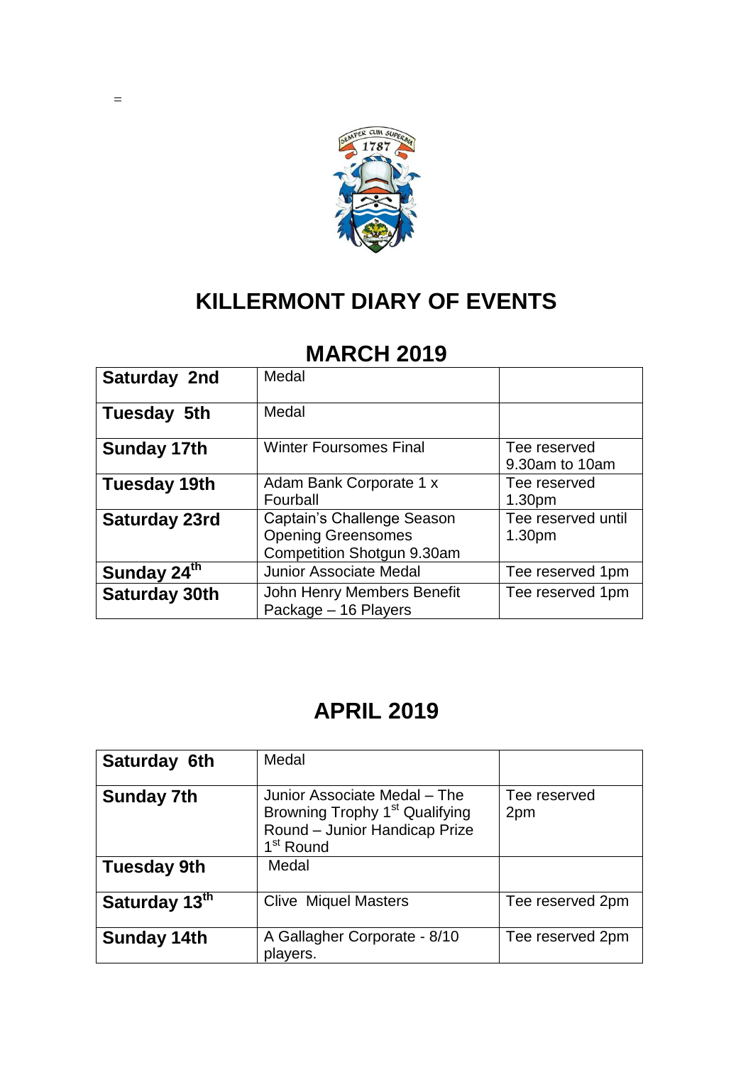=

# KILLERMONT DIARY OF EVENTS

## MARCH 2019

| | | |
|---|---|---|
| **Saturday 2nd** | Medal | |
| **Tuesday 5th** | Medal | |
| **Sunday 17th** | Winter Foursomes Final | Tee reserved 9.30am to 10am |
| **Tuesday 19th** | Adam Bank Corporate 1 x Fourball | Tee reserved 1.30pm |
| **Saturday 23rd** | Captain's Challenge Season Opening Greensomes Competition Shotgun 9.30am | Tee reserved until 1.30pm |
| **Sunday 24th** | Junior Associate Medal | Tee reserved 1pm |
| **Saturday 30th** | John Henry Members Benefit Package – 16 Players | Tee reserved 1pm |

## APRIL 2019

| | | |
|---|---|---|
| **Saturday 6th** | Medal | |
| **Sunday 7th** | Junior Associate Medal – The Browning Trophy 1st Qualifying Round – Junior Handicap Prize 1st Round | Tee reserved 2pm |
| **Tuesday 9th** | Medal | |
| **Saturday 13th** | Clive Miquel Masters | Tee reserved 2pm |
| **Sunday 14th** | A Gallagher Corporate - 8/10 players. | Tee reserved 2pm |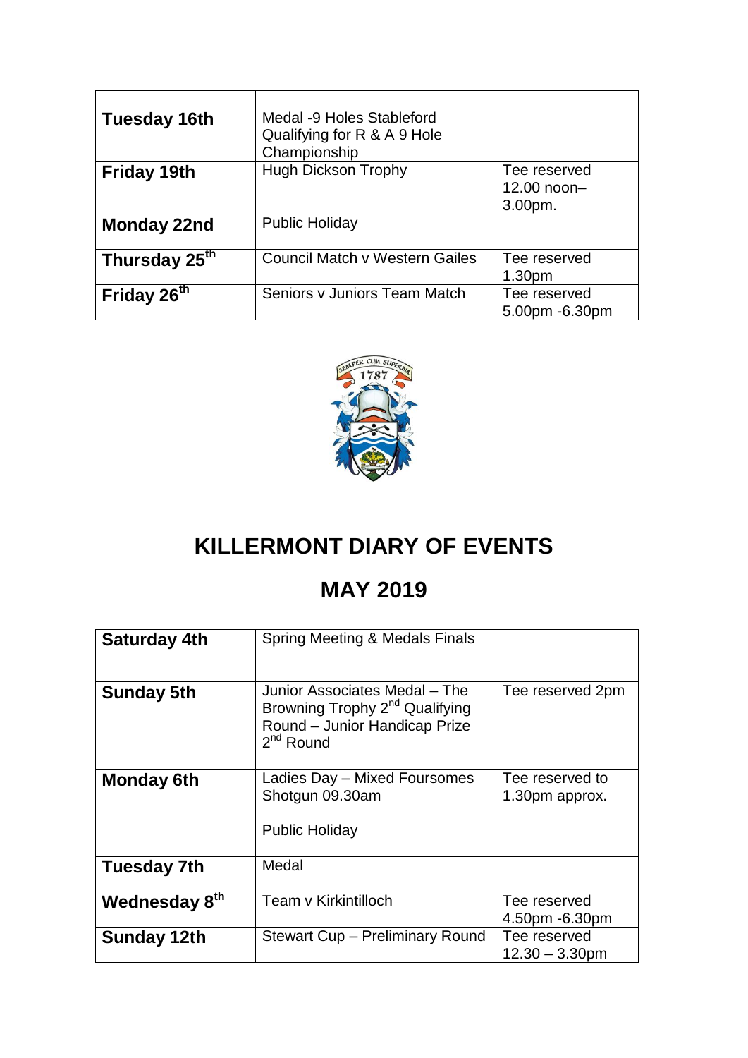| | | |
|---|---|---|
| **Tuesday 16th** | Medal -9 Holes Stableford Qualifying for R & A 9 Hole Championship | |
| **Friday 19th** | Hugh Dickson Trophy | Tee reserved 12.00 noon– 3.00pm. |
| **Monday 22nd** | Public Holiday | |
| **Thursday 25th** | Council Match v Western Gailes | Tee reserved 1.30pm |
| **Friday 26th** | Seniors v Juniors Team Match | Tee reserved 5.00pm -6.30pm |

# KILLERMONT DIARY OF EVENTS

## MAY 2019

| | | |
|---|---|---|
| **Saturday 4th** | Spring Meeting & Medals Finals | |
| **Sunday 5th** | Junior Associates Medal – The Browning Trophy 2nd Qualifying Round – Junior Handicap Prize 2nd Round | Tee reserved 2pm |
| **Monday 6th** | Ladies Day – Mixed Foursomes Shotgun 09.30am<br><br>Public Holiday | Tee reserved to 1.30pm approx. |
| **Tuesday 7th** | Medal | |
| **Wednesday 8th** | Team v Kirkintilloch | Tee reserved 4.50pm -6.30pm |
| **Sunday 12th** | Stewart Cup – Preliminary Round | Tee reserved 12.30 – 3.30pm |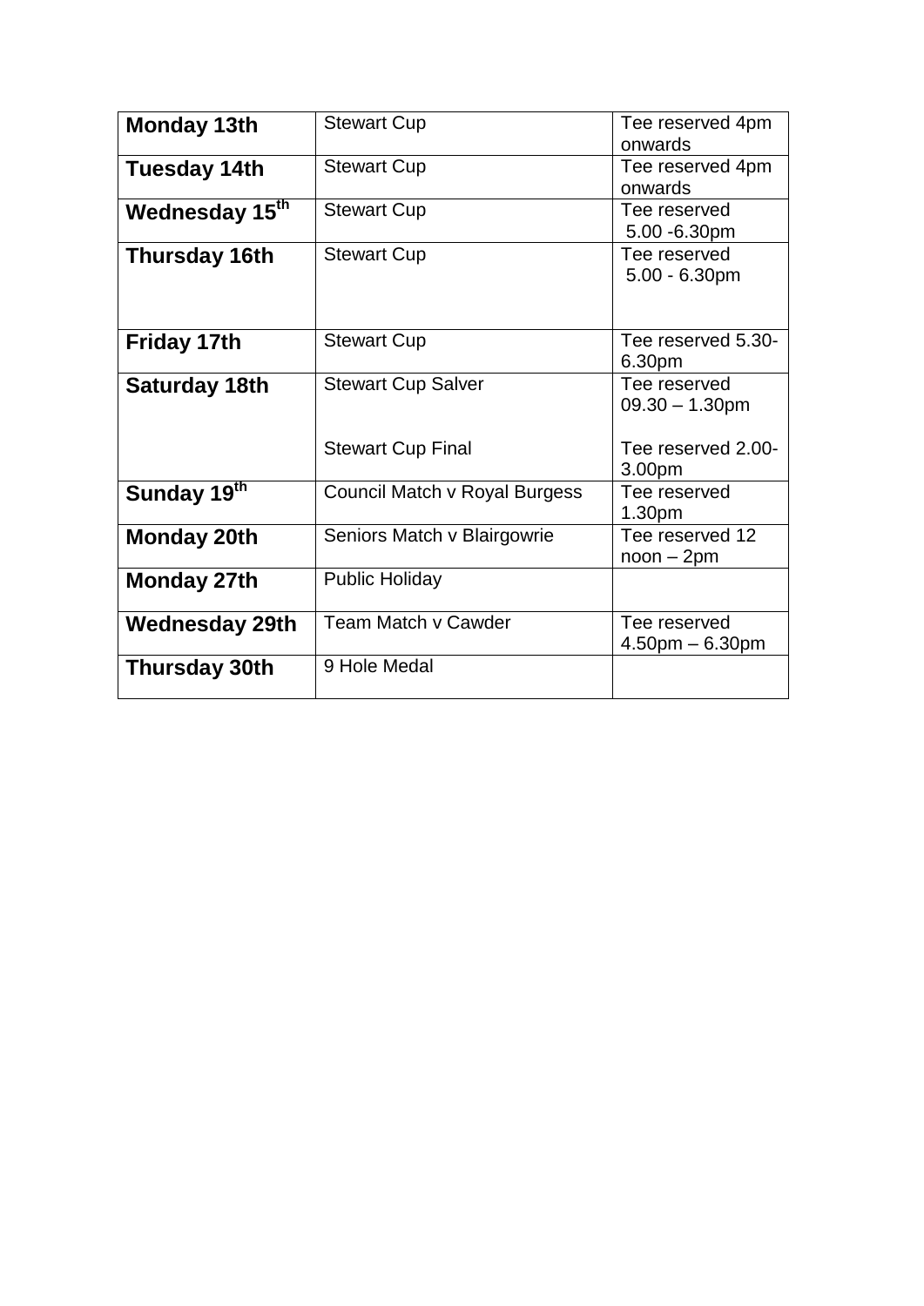| | | |
|---|---|---|
| **Monday 13th** | Stewart Cup | Tee reserved 4pm onwards |
| **Tuesday 14th** | Stewart Cup | Tee reserved 4pm onwards |
| **Wednesday 15th** | Stewart Cup | Tee reserved 5.00 -6.30pm |
| **Thursday 16th** | Stewart Cup | Tee reserved 5.00 - 6.30pm |
| **Friday 17th** | Stewart Cup | Tee reserved 5.30-6.30pm |
| **Saturday 18th** | Stewart Cup Salver<br><br>Stewart Cup Final | Tee reserved 09.30 – 1.30pm<br><br>Tee reserved 2.00-3.00pm |
| **Sunday 19th** | Council Match v Royal Burgess | Tee reserved 1.30pm |
| **Monday 20th** | Seniors Match v Blairgowrie | Tee reserved 12 noon – 2pm |
| **Monday 27th** | Public Holiday | |
| **Wednesday 29th** | Team Match v Cawder | Tee reserved 4.50pm – 6.30pm |
| **Thursday 30th** | 9 Hole Medal | |